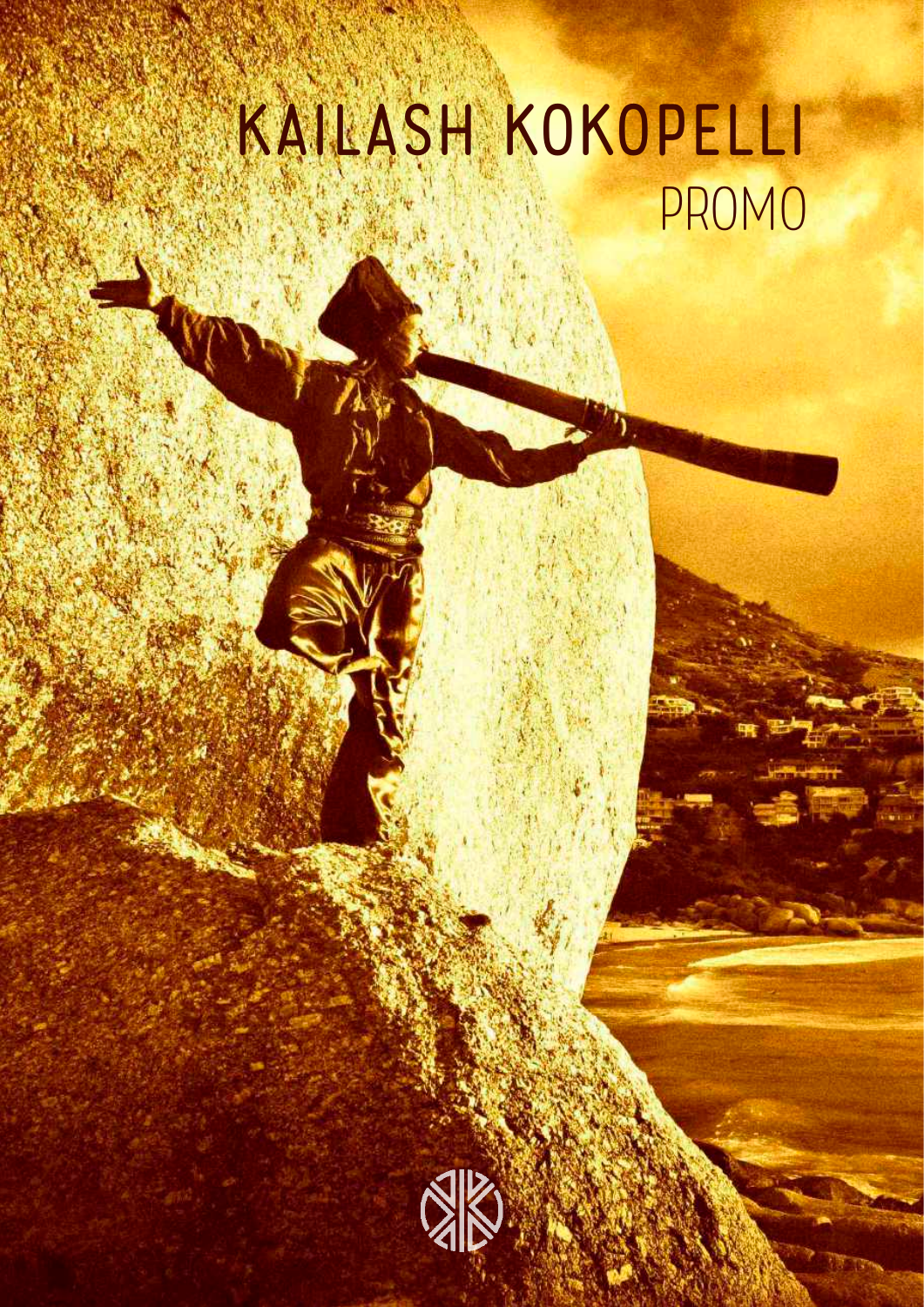# KAILASH KOKOPELLI

## PROMO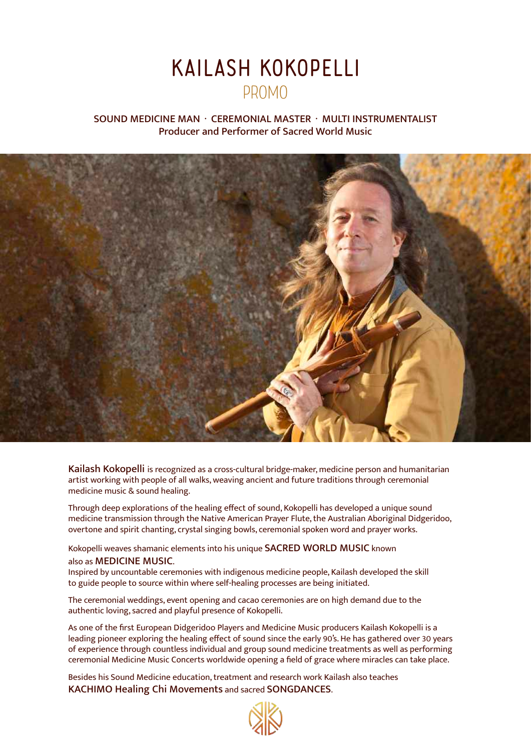# KAILASH KOKOPELLI

## PROMO

**SOUND MEDICINE MAN · CEREMONIAL MASTER · MULTI INSTRUMENTALIST**
**Producer and Performer of Sacred World Music**

**Kailash Kokopelli** is recognized as a cross-cultural bridge-maker, medicine person and humanitarian artist working with people of all walks, weaving ancient and future traditions through ceremonial medicine music & sound healing.

Through deep explorations of the healing effect of sound, Kokopelli has developed a unique sound medicine transmission through the Native American Prayer Flute, the Australian Aboriginal Didgeridoo, overtone and spirit chanting, crystal singing bowls, ceremonial spoken word and prayer works.

Kokopelli weaves shamanic elements into his unique **SACRED WORLD MUSIC** known also as **MEDICINE MUSIC**.
Inspired by uncountable ceremonies with indigenous medicine people, Kailash developed the skill to guide people to source within where self-healing processes are being initiated.

The ceremonial weddings, event opening and cacao ceremonies are on high demand due to the authentic loving, sacred and playful presence of Kokopelli.

As one of the first European Didgeridoo Players and Medicine Music producers Kailash Kokopelli is a leading pioneer exploring the healing effect of sound since the early 90's. He has gathered over 30 years of experience through countless individual and group sound medicine treatments as well as performing ceremonial Medicine Music Concerts worldwide opening a field of grace where miracles can take place.

Besides his Sound Medicine education, treatment and research work Kailash also teaches **KACHIMO Healing Chi Movements** and sacred **SONGDANCES**.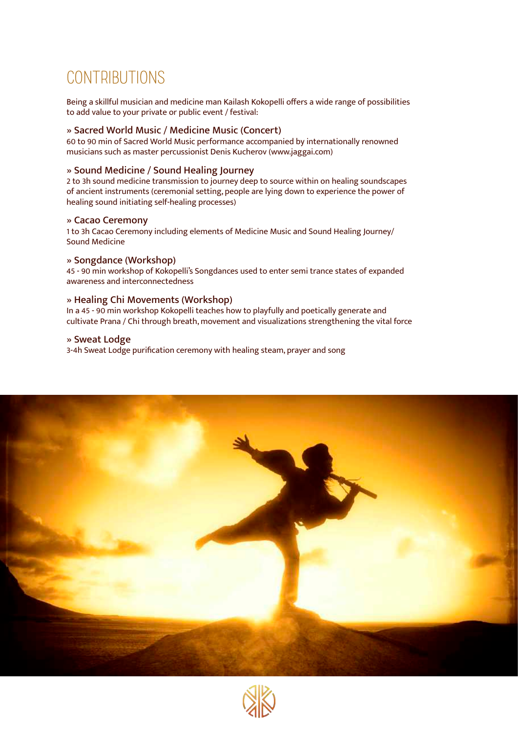# CONTRIBUTIONS

Being a skillful musician and medicine man Kailash Kokopelli offers a wide range of possibilities to add value to your private or public event / festival:

### » Sacred World Music / Medicine Music (Concert)

60 to 90 min of Sacred World Music performance accompanied by internationally renowned musicians such as master percussionist Denis Kucherov (www.jaggai.com)

### » Sound Medicine / Sound Healing Journey

2 to 3h sound medicine transmission to journey deep to source within on healing soundscapes of ancient instruments (ceremonial setting, people are lying down to experience the power of healing sound initiating self-healing processes)

### » Cacao Ceremony

1 to 3h Cacao Ceremony including elements of Medicine Music and Sound Healing Journey/ Sound Medicine

### » Songdance (Workshop)

45 - 90 min workshop of Kokopelli's Songdances used to enter semi trance states of expanded awareness and interconnectedness

### » Healing Chi Movements (Workshop)

In a 45 - 90 min workshop Kokopelli teaches how to playfully and poetically generate and cultivate Prana / Chi through breath, movement and visualizations strengthening the vital force

### » Sweat Lodge

3-4h Sweat Lodge purification ceremony with healing steam, prayer and song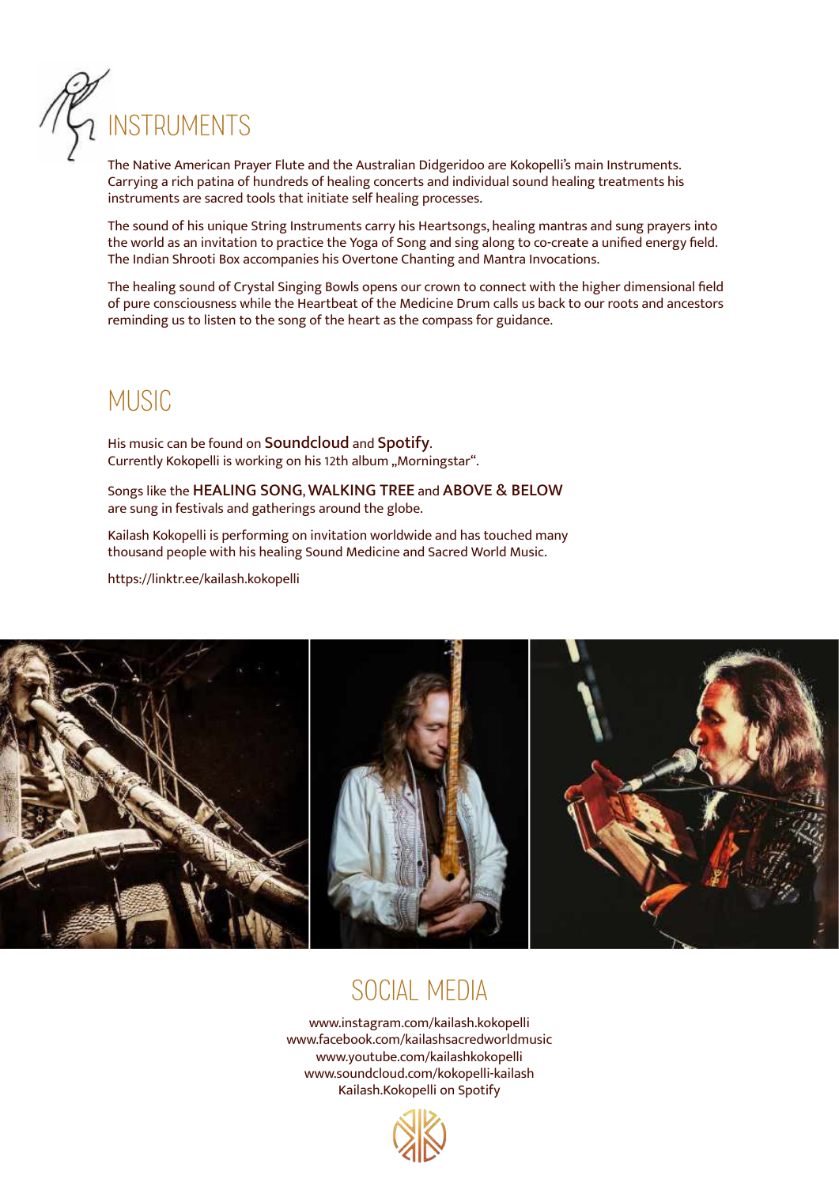## INSTRUMENTS

The Native American Prayer Flute and the Australian Didgeridoo are Kokopelli's main Instruments. Carrying a rich patina of hundreds of healing concerts and individual sound healing treatments his instruments are sacred tools that initiate self healing processes.

The sound of his unique String Instruments carry his Heartsongs, healing mantras and sung prayers into the world as an invitation to practice the Yoga of Song and sing along to co-create a unified energy field. The Indian Shrooti Box accompanies his Overtone Chanting and Mantra Invocations.

The healing sound of Crystal Singing Bowls opens our crown to connect with the higher dimensional field of pure consciousness while the Heartbeat of the Medicine Drum calls us back to our roots and ancestors reminding us to listen to the song of the heart as the compass for guidance.

## MUSIC

His music can be found on **Soundcloud** and **Spotify**.
Currently Kokopelli is working on his 12th album „Morningstar".

Songs like the **HEALING SONG**, **WALKING TREE** and **ABOVE & BELOW** are sung in festivals and gatherings around the globe.

Kailash Kokopelli is performing on invitation worldwide and has touched many thousand people with his healing Sound Medicine and Sacred World Music.

https://linktr.ee/kailash.kokopelli

## SOCIAL MEDIA

www.instagram.com/kailash.kokopelli
www.facebook.com/kailashsacredworldmusic
www.youtube.com/kailashkokopelli
www.soundcloud.com/kokopelli-kailash
Kailash.Kokopelli on Spotify